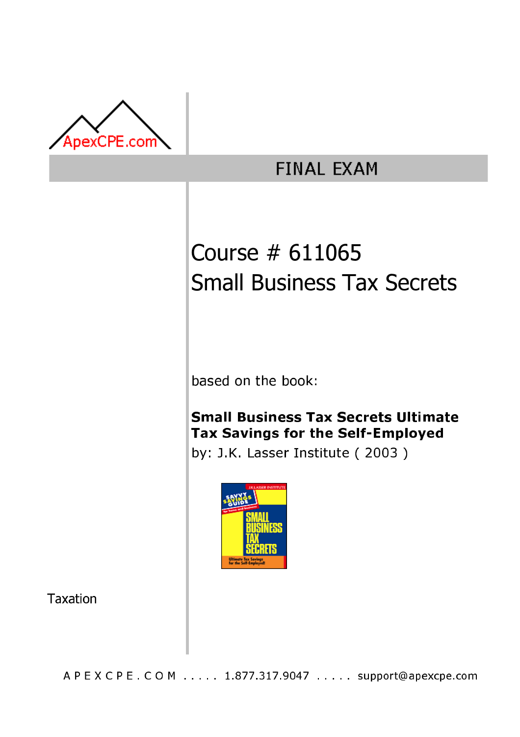ApexCPE.com

# FINAL EXAM

## Course # 611065
## Small Business Tax Secrets

based on the book:

**Small Business Tax Secrets Ultimate Tax Savings for the Self-Employed**

by: J.K. Lasser Institute ( 2003 )

Taxation

A P E X C P E . C O M ..... 1.877.317.9047 ..... support@apexcpe.com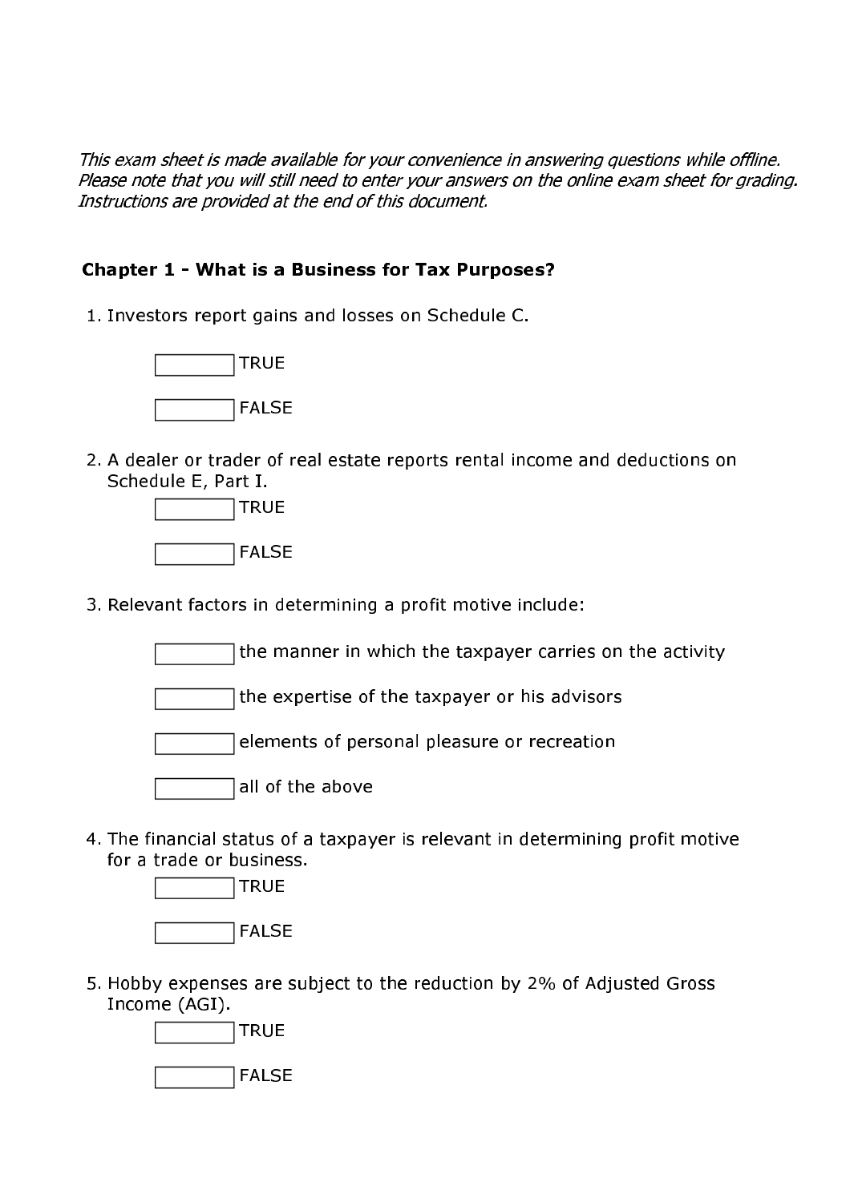*This exam sheet is made available for your convenience in answering questions while offline. Please note that you will still need to enter your answers on the online exam sheet for grading. Instructions are provided at the end of this document.*

## Chapter 1 - What is a Business for Tax Purposes?

1. Investors report gains and losses on Schedule C.

   - [ ] TRUE
   - [ ] FALSE

2. A dealer or trader of real estate reports rental income and deductions on Schedule E, Part I.

   - [ ] TRUE
   - [ ] FALSE

3. Relevant factors in determining a profit motive include:

   - [ ] the manner in which the taxpayer carries on the activity
   - [ ] the expertise of the taxpayer or his advisors
   - [ ] elements of personal pleasure or recreation
   - [ ] all of the above

4. The financial status of a taxpayer is relevant in determining profit motive for a trade or business.

   - [ ] TRUE
   - [ ] FALSE

5. Hobby expenses are subject to the reduction by 2% of Adjusted Gross Income (AGI).

   - [ ] TRUE
   - [ ] FALSE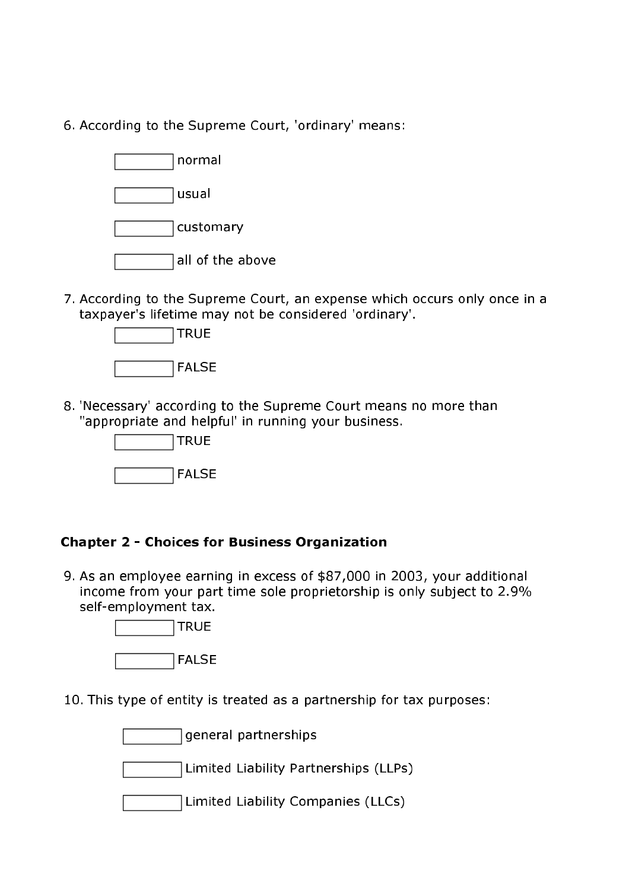6. According to the Supreme Court, 'ordinary' means:

   - normal
   - usual
   - customary
   - all of the above

7. According to the Supreme Court, an expense which occurs only once in a taxpayer's lifetime may not be considered 'ordinary'.

   - TRUE
   - FALSE

8. 'Necessary' according to the Supreme Court means no more than "appropriate and helpful' in running your business.

   - TRUE
   - FALSE

**Chapter 2 - Choices for Business Organization**

9. As an employee earning in excess of $87,000 in 2003, your additional income from your part time sole proprietorship is only subject to 2.9% self-employment tax.

   - TRUE
   - FALSE

10. This type of entity is treated as a partnership for tax purposes:

    - general partnerships
    - Limited Liability Partnerships (LLPs)
    - Limited Liability Companies (LLCs)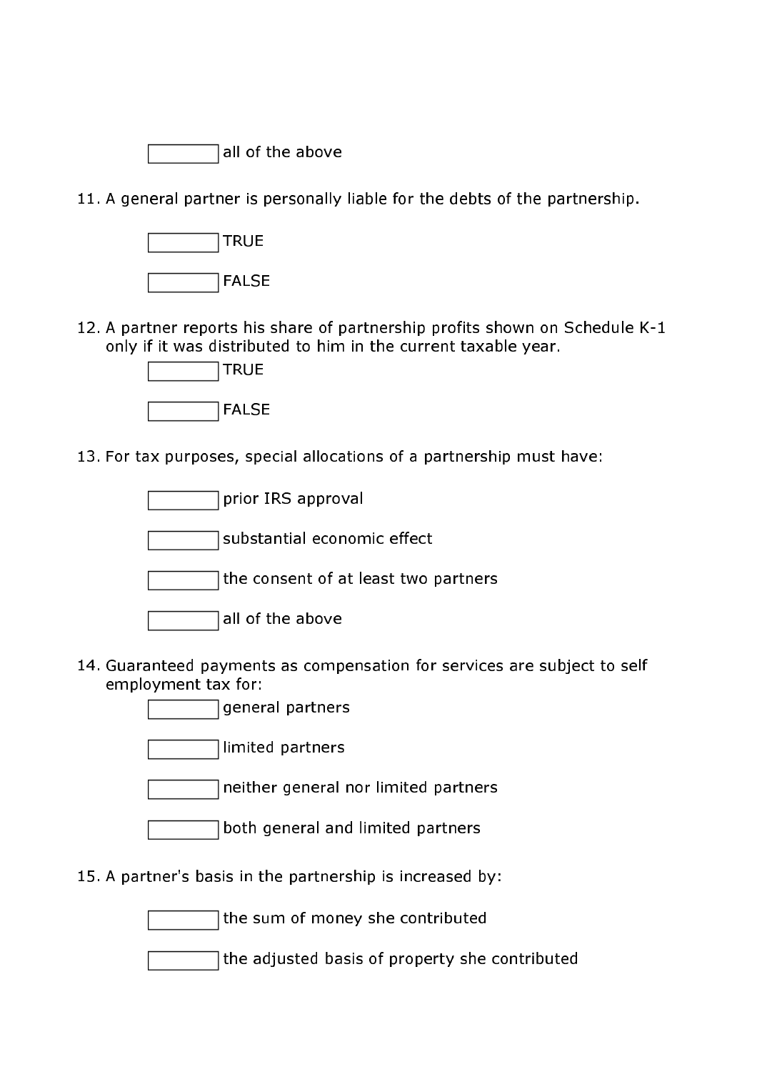- [ ] all of the above

11. A general partner is personally liable for the debts of the partnership.

- [ ] TRUE
- [ ] FALSE

12. A partner reports his share of partnership profits shown on Schedule K-1 only if it was distributed to him in the current taxable year.

- [ ] TRUE
- [ ] FALSE

13. For tax purposes, special allocations of a partnership must have:

- [ ] prior IRS approval
- [ ] substantial economic effect
- [ ] the consent of at least two partners
- [ ] all of the above

14. Guaranteed payments as compensation for services are subject to self employment tax for:

- [ ] general partners
- [ ] limited partners
- [ ] neither general nor limited partners
- [ ] both general and limited partners

15. A partner's basis in the partnership is increased by:

- [ ] the sum of money she contributed
- [ ] the adjusted basis of property she contributed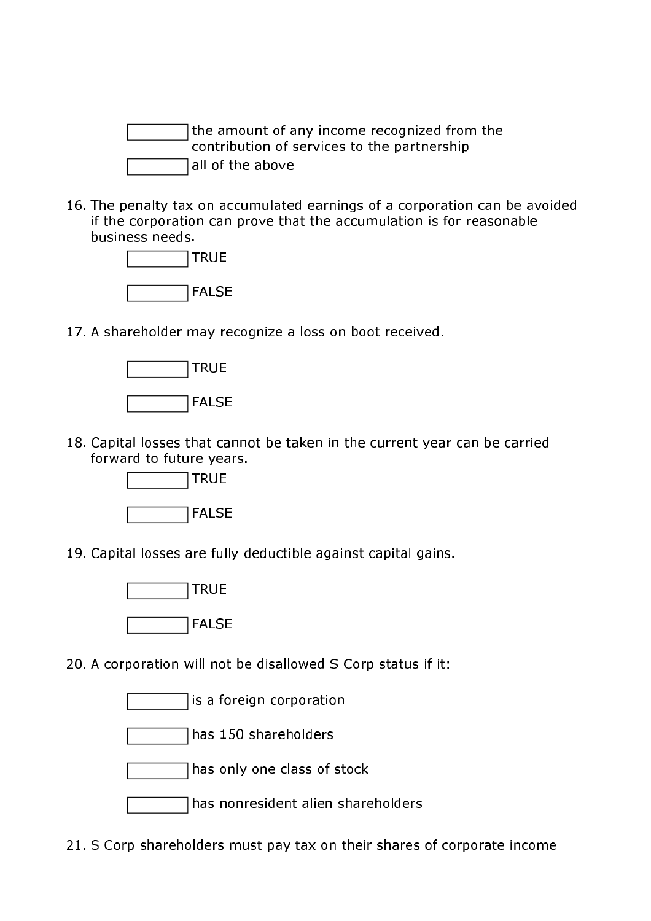- [ ] the amount of any income recognized from the contribution of services to the partnership
- [ ] all of the above

16. The penalty tax on accumulated earnings of a corporation can be avoided if the corporation can prove that the accumulation is for reasonable business needs.

- [ ] TRUE
- [ ] FALSE

17. A shareholder may recognize a loss on boot received.

- [ ] TRUE
- [ ] FALSE

18. Capital losses that cannot be taken in the current year can be carried forward to future years.

- [ ] TRUE
- [ ] FALSE

19. Capital losses are fully deductible against capital gains.

- [ ] TRUE
- [ ] FALSE

20. A corporation will not be disallowed S Corp status if it:

- [ ] is a foreign corporation
- [ ] has 150 shareholders
- [ ] has only one class of stock
- [ ] has nonresident alien shareholders

21. S Corp shareholders must pay tax on their shares of corporate income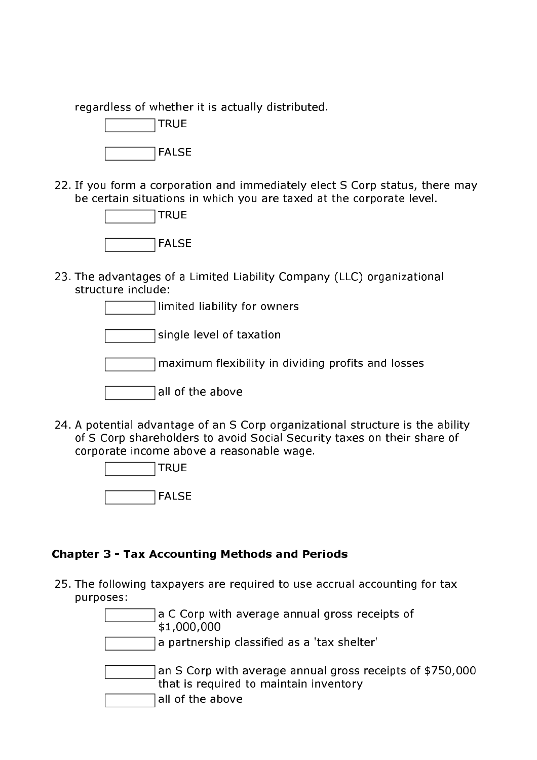regardless of whether it is actually distributed.

- [ ] TRUE
- [ ] FALSE

22. If you form a corporation and immediately elect S Corp status, there may be certain situations in which you are taxed at the corporate level.

- [ ] TRUE
- [ ] FALSE

23. The advantages of a Limited Liability Company (LLC) organizational structure include:

- [ ] limited liability for owners
- [ ] single level of taxation
- [ ] maximum flexibility in dividing profits and losses
- [ ] all of the above

24. A potential advantage of an S Corp organizational structure is the ability of S Corp shareholders to avoid Social Security taxes on their share of corporate income above a reasonable wage.

- [ ] TRUE
- [ ] FALSE

### Chapter 3 - Tax Accounting Methods and Periods

25. The following taxpayers are required to use accrual accounting for tax purposes:

- [ ] a C Corp with average annual gross receipts of $1,000,000
- [ ] a partnership classified as a 'tax shelter'
- [ ] an S Corp with average annual gross receipts of $750,000 that is required to maintain inventory
- [ ] all of the above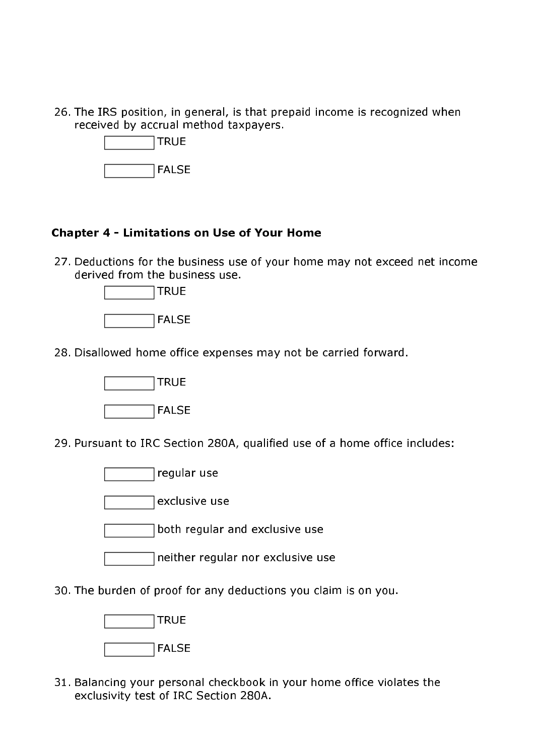26. The IRS position, in general, is that prepaid income is recognized when received by accrual method taxpayers.

    - [ ] TRUE
    - [ ] FALSE

### Chapter 4 - Limitations on Use of Your Home

27. Deductions for the business use of your home may not exceed net income derived from the business use.

    - [ ] TRUE
    - [ ] FALSE

28. Disallowed home office expenses may not be carried forward.

    - [ ] TRUE
    - [ ] FALSE

29. Pursuant to IRC Section 280A, qualified use of a home office includes:

    - [ ] regular use
    - [ ] exclusive use
    - [ ] both regular and exclusive use
    - [ ] neither regular nor exclusive use

30. The burden of proof for any deductions you claim is on you.

    - [ ] TRUE
    - [ ] FALSE

31. Balancing your personal checkbook in your home office violates the exclusivity test of IRC Section 280A.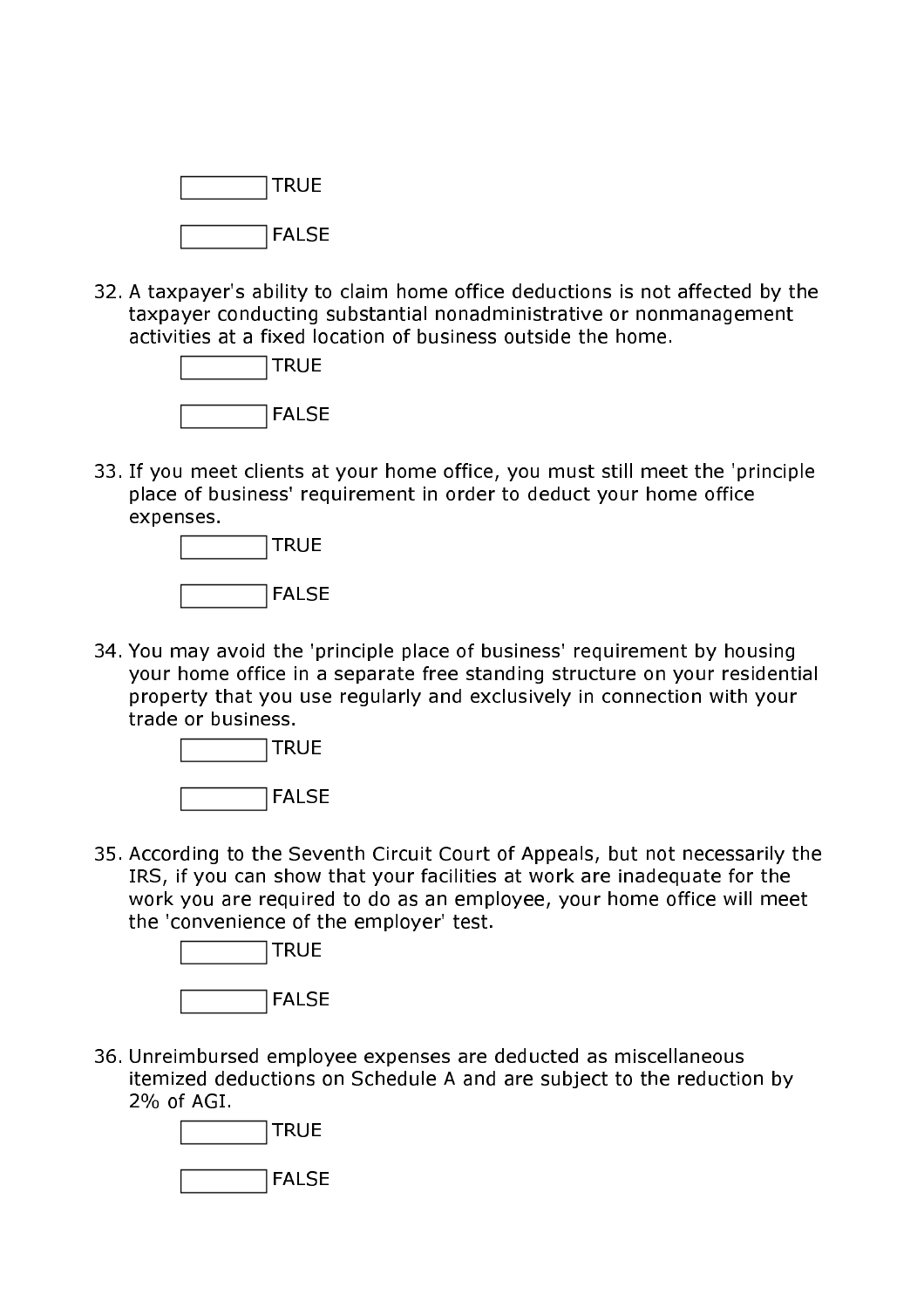☐ TRUE

☐ FALSE

32. A taxpayer's ability to claim home office deductions is not affected by the taxpayer conducting substantial nonadministrative or nonmanagement activities at a fixed location of business outside the home.

    ☐ TRUE

    ☐ FALSE

33. If you meet clients at your home office, you must still meet the 'principle place of business' requirement in order to deduct your home office expenses.

    ☐ TRUE

    ☐ FALSE

34. You may avoid the 'principle place of business' requirement by housing your home office in a separate free standing structure on your residential property that you use regularly and exclusively in connection with your trade or business.

    ☐ TRUE

    ☐ FALSE

35. According to the Seventh Circuit Court of Appeals, but not necessarily the IRS, if you can show that your facilities at work are inadequate for the work you are required to do as an employee, your home office will meet the 'convenience of the employer' test.

    ☐ TRUE

    ☐ FALSE

36. Unreimbursed employee expenses are deducted as miscellaneous itemized deductions on Schedule A and are subject to the reduction by 2% of AGI.

    ☐ TRUE

    ☐ FALSE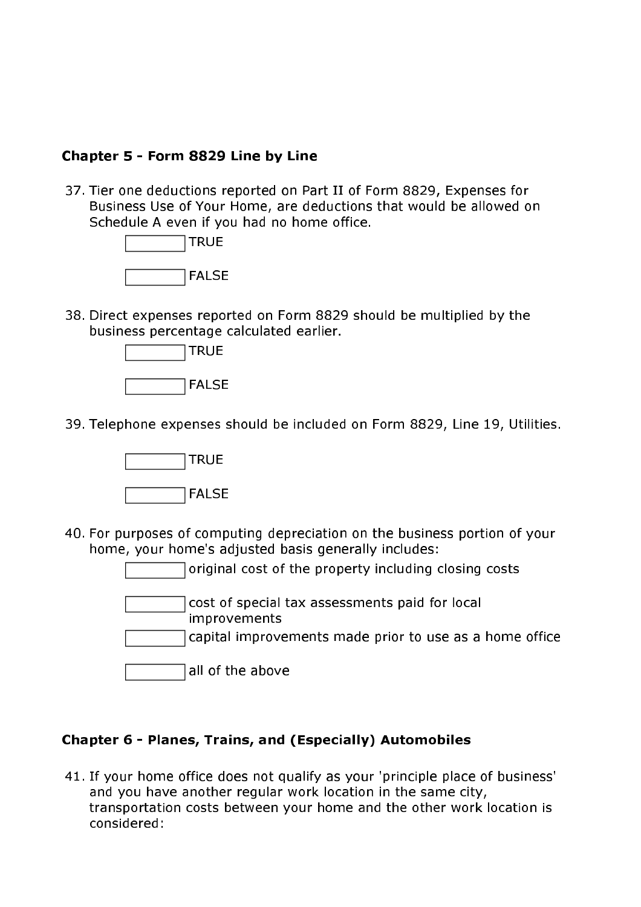### Chapter 5 - Form 8829 Line by Line

37. Tier one deductions reported on Part II of Form 8829, Expenses for Business Use of Your Home, are deductions that would be allowed on Schedule A even if you had no home office.

    - [ ] TRUE
    - [ ] FALSE

38. Direct expenses reported on Form 8829 should be multiplied by the business percentage calculated earlier.

    - [ ] TRUE
    - [ ] FALSE

39. Telephone expenses should be included on Form 8829, Line 19, Utilities.

    - [ ] TRUE
    - [ ] FALSE

40. For purposes of computing depreciation on the business portion of your home, your home's adjusted basis generally includes:

    - [ ] original cost of the property including closing costs
    - [ ] cost of special tax assessments paid for local improvements
    - [ ] capital improvements made prior to use as a home office
    - [ ] all of the above

### Chapter 6 - Planes, Trains, and (Especially) Automobiles

41. If your home office does not qualify as your 'principle place of business' and you have another regular work location in the same city, transportation costs between your home and the other work location is considered: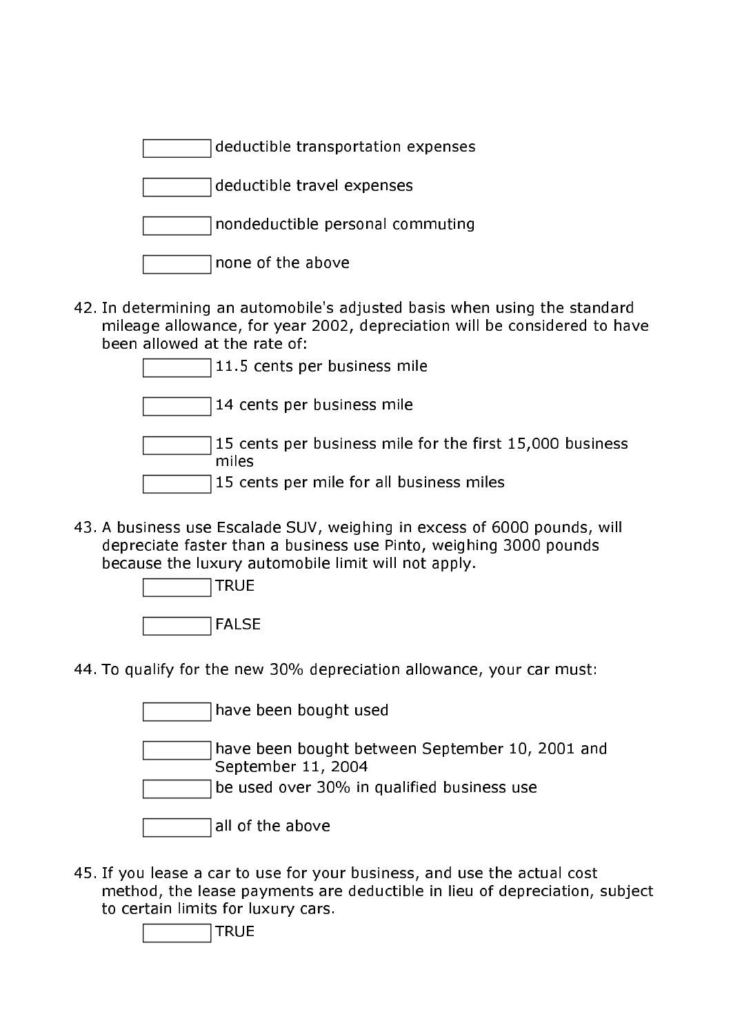- [ ] deductible transportation expenses
- [ ] deductible travel expenses
- [ ] nondeductible personal commuting
- [ ] none of the above

42. In determining an automobile's adjusted basis when using the standard mileage allowance, for year 2002, depreciation will be considered to have been allowed at the rate of:

- [ ] 11.5 cents per business mile
- [ ] 14 cents per business mile
- [ ] 15 cents per business mile for the first 15,000 business miles
- [ ] 15 cents per mile for all business miles

43. A business use Escalade SUV, weighing in excess of 6000 pounds, will depreciate faster than a business use Pinto, weighing 3000 pounds because the luxury automobile limit will not apply.

- [ ] TRUE
- [ ] FALSE

44. To qualify for the new 30% depreciation allowance, your car must:

- [ ] have been bought used
- [ ] have been bought between September 10, 2001 and September 11, 2004
- [ ] be used over 30% in qualified business use
- [ ] all of the above

45. If you lease a car to use for your business, and use the actual cost method, the lease payments are deductible in lieu of depreciation, subject to certain limits for luxury cars.

- [ ] TRUE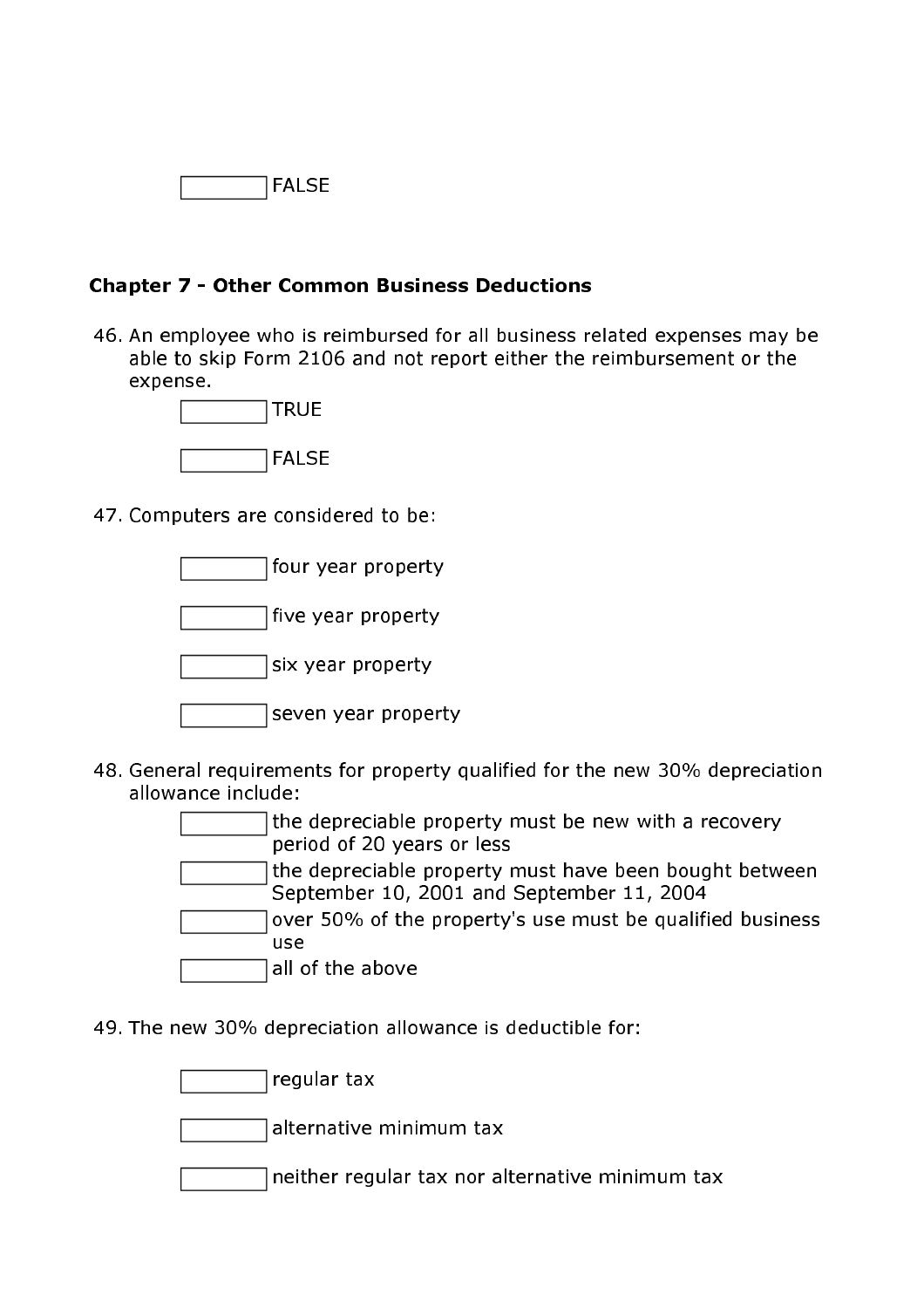☐ FALSE

### Chapter 7 - Other Common Business Deductions

46. An employee who is reimbursed for all business related expenses may be able to skip Form 2106 and not report either the reimbursement or the expense.

☐ TRUE

☐ FALSE

47. Computers are considered to be:

☐ four year property

☐ five year property

☐ six year property

☐ seven year property

48. General requirements for property qualified for the new 30% depreciation allowance include:

☐ the depreciable property must be new with a recovery period of 20 years or less

☐ the depreciable property must have been bought between September 10, 2001 and September 11, 2004

☐ over 50% of the property's use must be qualified business use

☐ all of the above

49. The new 30% depreciation allowance is deductible for:

☐ regular tax

☐ alternative minimum tax

☐ neither regular tax nor alternative minimum tax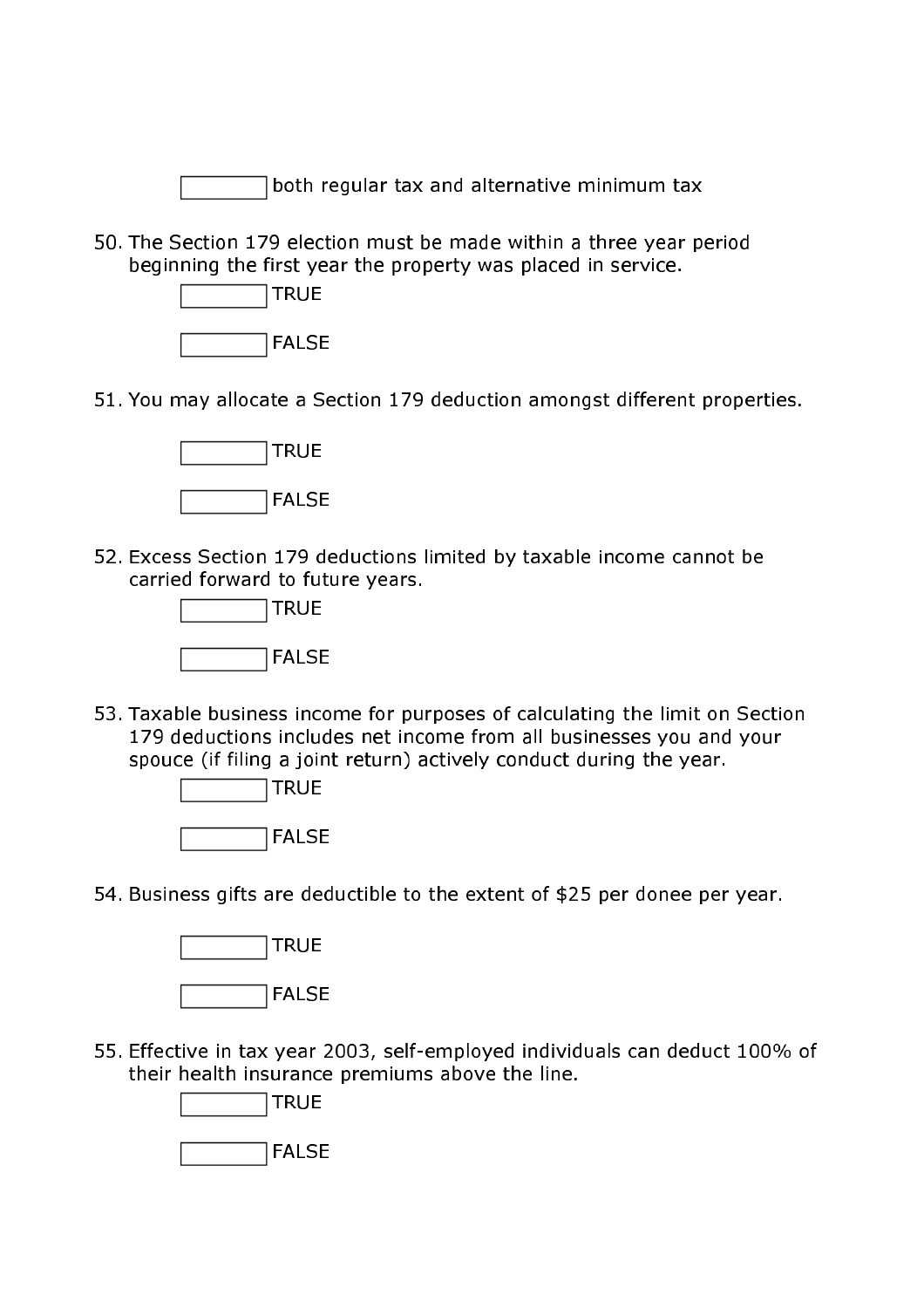☐ both regular tax and alternative minimum tax

50. The Section 179 election must be made within a three year period beginning the first year the property was placed in service.

    ☐ TRUE

    ☐ FALSE

51. You may allocate a Section 179 deduction amongst different properties.

    ☐ TRUE

    ☐ FALSE

52. Excess Section 179 deductions limited by taxable income cannot be carried forward to future years.

    ☐ TRUE

    ☐ FALSE

53. Taxable business income for purposes of calculating the limit on Section 179 deductions includes net income from all businesses you and your spouce (if filing a joint return) actively conduct during the year.

    ☐ TRUE

    ☐ FALSE

54. Business gifts are deductible to the extent of $25 per donee per year.

    ☐ TRUE

    ☐ FALSE

55. Effective in tax year 2003, self-employed individuals can deduct 100% of their health insurance premiums above the line.

    ☐ TRUE

    ☐ FALSE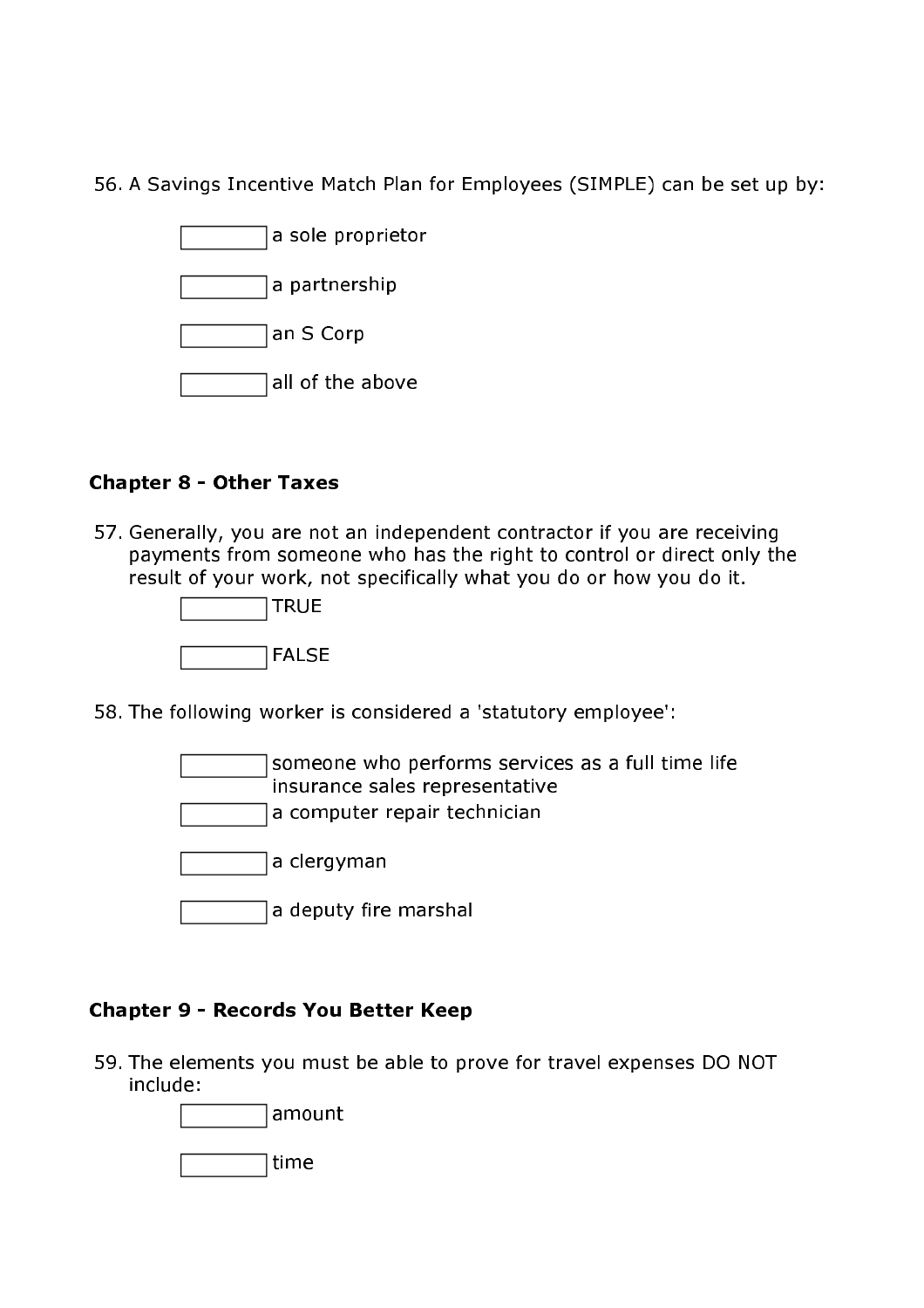56. A Savings Incentive Match Plan for Employees (SIMPLE) can be set up by:

    - [ ] a sole proprietor
    - [ ] a partnership
    - [ ] an S Corp
    - [ ] all of the above

### Chapter 8 - Other Taxes

57. Generally, you are not an independent contractor if you are receiving payments from someone who has the right to control or direct only the result of your work, not specifically what you do or how you do it.

    - [ ] TRUE
    - [ ] FALSE

58. The following worker is considered a 'statutory employee':

    - [ ] someone who performs services as a full time life insurance sales representative
    - [ ] a computer repair technician
    - [ ] a clergyman
    - [ ] a deputy fire marshal

### Chapter 9 - Records You Better Keep

59. The elements you must be able to prove for travel expenses DO NOT include:

    - [ ] amount
    - [ ] time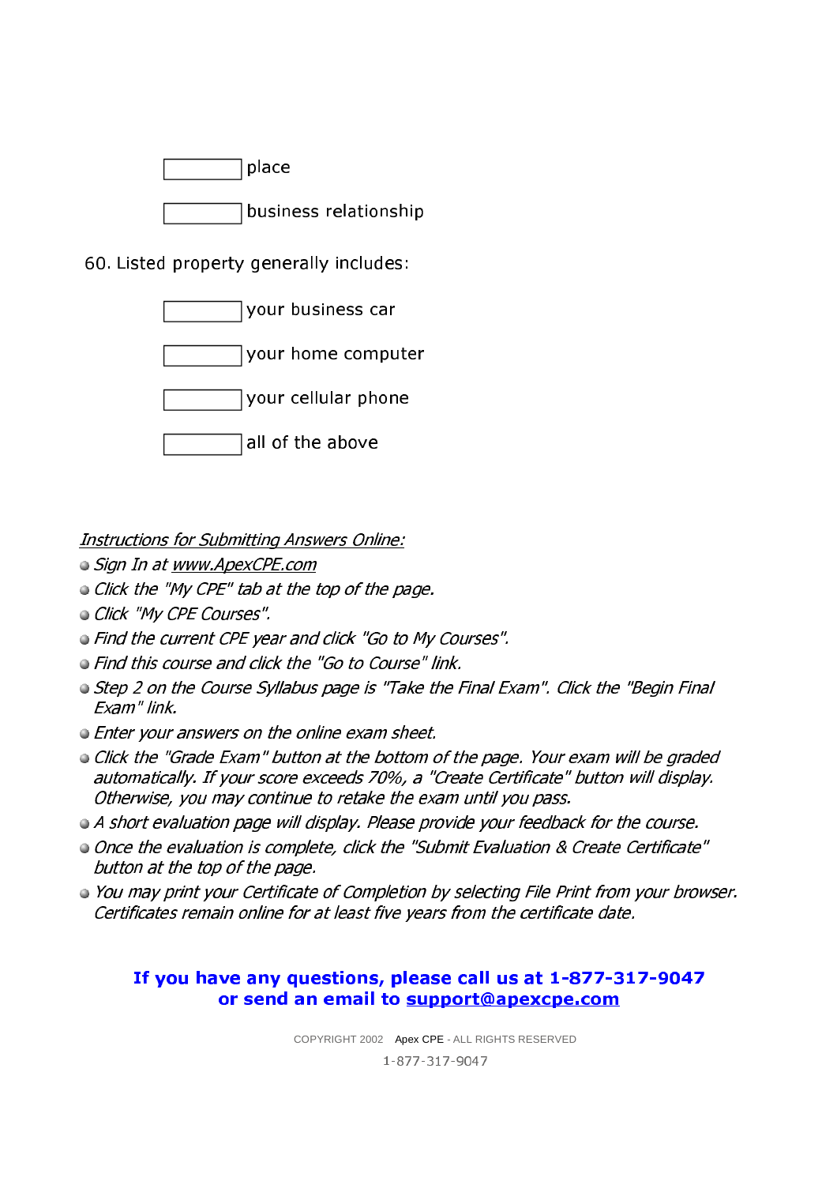- [ ] place
- [ ] business relationship

60. Listed property generally includes:

- [ ] your business car
- [ ] your home computer
- [ ] your cellular phone
- [ ] all of the above

*Instructions for Submitting Answers Online:*

- *Sign In at www.ApexCPE.com*
- *Click the "My CPE" tab at the top of the page.*
- *Click "My CPE Courses".*
- *Find the current CPE year and click "Go to My Courses".*
- *Find this course and click the "Go to Course" link.*
- *Step 2 on the Course Syllabus page is "Take the Final Exam". Click the "Begin Final Exam" link.*
- *Enter your answers on the online exam sheet.*
- *Click the "Grade Exam" button at the bottom of the page. Your exam will be graded automatically. If your score exceeds 70%, a "Create Certificate" button will display. Otherwise, you may continue to retake the exam until you pass.*
- *A short evaluation page will display. Please provide your feedback for the course.*
- *Once the evaluation is complete, click the "Submit Evaluation & Create Certificate" button at the top of the page.*
- *You may print your Certificate of Completion by selecting File Print from your browser. Certificates remain online for at least five years from the certificate date.*

**If you have any questions, please call us at 1-877-317-9047 or send an email to support@apexcpe.com**

COPYRIGHT 2002 Apex CPE - ALL RIGHTS RESERVED

1-877-317-9047